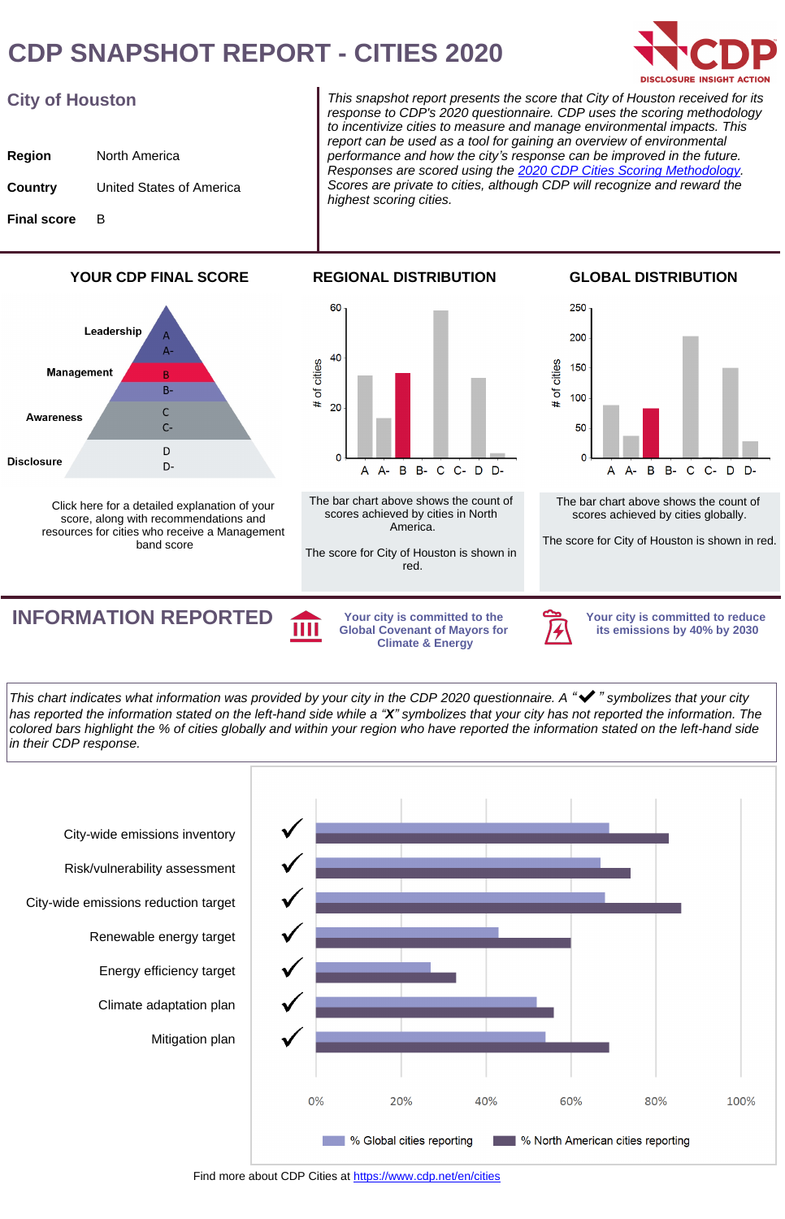# CDP SNAPSHOT REPORT - CITIES 2020

CDP — DISCLOSURE INSIGHT ACTION

## City of Houston

**Region** North America

**Country** United States of America

**Final score** B

*This snapshot report presents the score that City of Houston received for its response to CDP's 2020 questionnaire. CDP uses the scoring methodology to incentivize cities to measure and manage environmental impacts. This report can be used as a tool for gaining an overview of environmental performance and how the city's response can be improved in the future. Responses are scored using the [2020 CDP Cities Scoring Methodology](). Scores are private to cities, although CDP will recognize and reward the highest scoring cities.*

### YOUR CDP FINAL SCORE

| Band | Scores |
|---|---|
| Leadership | A, A- |
| Management | B, B- |
| Awareness | C, C- |
| Disclosure | D, D- |

Click here for a detailed explanation of your score, along with recommendations and resources for cities who receive a Management band score

### REGIONAL DISTRIBUTION

The bar chart above shows the count of scores achieved by cities in North America.

The score for City of Houston is shown in red.

### GLOBAL DISTRIBUTION

The bar chart above shows the count of scores achieved by cities globally.

The score for City of Houston is shown in red.

## INFORMATION REPORTED

**Your city is committed to the Global Covenant of Mayors for Climate & Energy**

**Your city is committed to reduce its emissions by 40% by 2030**

*This chart indicates what information was provided by your city in the CDP 2020 questionnaire. A "✔" symbolizes that your city has reported the information stated on the left-hand side while a "X" symbolizes that your city has not reported the information. The colored bars highlight the % of cities globally and within your region who have reported the information stated on the left-hand side in their CDP response.*

| Information | Reported |
|---|---|
| City-wide emissions inventory | ✔ |
| Risk/vulnerability assessment | ✔ |
| City-wide emissions reduction target | ✔ |
| Renewable energy target | ✔ |
| Energy efficiency target | ✔ |
| Climate adaptation plan | ✔ |
| Mitigation plan | ✔ |

% Global cities reporting | % North American cities reporting

Find more about CDP Cities at [https://www.cdp.net/en/cities](https://www.cdp.net/en/cities)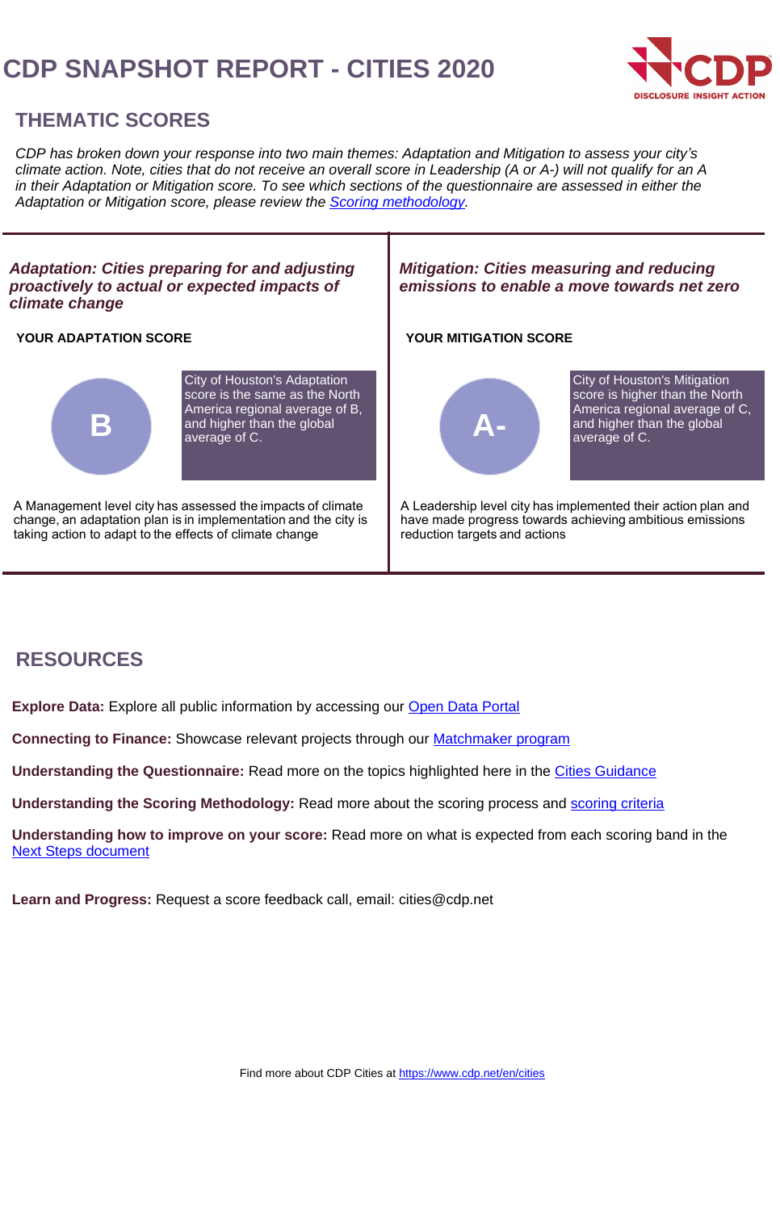# CDP SNAPSHOT REPORT - CITIES 2020

## THEMATIC SCORES

*CDP has broken down your response into two main themes: Adaptation and Mitigation to assess your city's climate action. Note, cities that do not receive an overall score in Leadership (A or A-) will not qualify for an A in their Adaptation or Mitigation score. To see which sections of the questionnaire are assessed in either the Adaptation or Mitigation score, please review the [Scoring methodology](#).*

### *Adaptation: Cities preparing for and adjusting proactively to actual or expected impacts of climate change*

**YOUR ADAPTATION SCORE**

**B**

City of Houston's Adaptation score is the same as the North America regional average of B, and higher than the global average of C.

A Management level city has assessed the impacts of climate change, an adaptation plan is in implementation and the city is taking action to adapt to the effects of climate change

### *Mitigation: Cities measuring and reducing emissions to enable a move towards net zero*

**YOUR MITIGATION SCORE**

**A-**

City of Houston's Mitigation score is higher than the North America regional average of C, and higher than the global average of C.

A Leadership level city has implemented their action plan and have made progress towards achieving ambitious emissions reduction targets and actions

## RESOURCES

**Explore Data:** Explore all public information by accessing our [Open Data Portal](#)

**Connecting to Finance:** Showcase relevant projects through our [Matchmaker program](#)

**Understanding the Questionnaire:** Read more on the topics highlighted here in the [Cities Guidance](#)

**Understanding the Scoring Methodology:** Read more about the scoring process and [scoring criteria](#)

**Understanding how to improve on your score:** Read more on what is expected from each scoring band in the [Next Steps document](#)

**Learn and Progress:** Request a score feedback call, email: cities@cdp.net

Find more about CDP Cities at https://www.cdp.net/en/cities